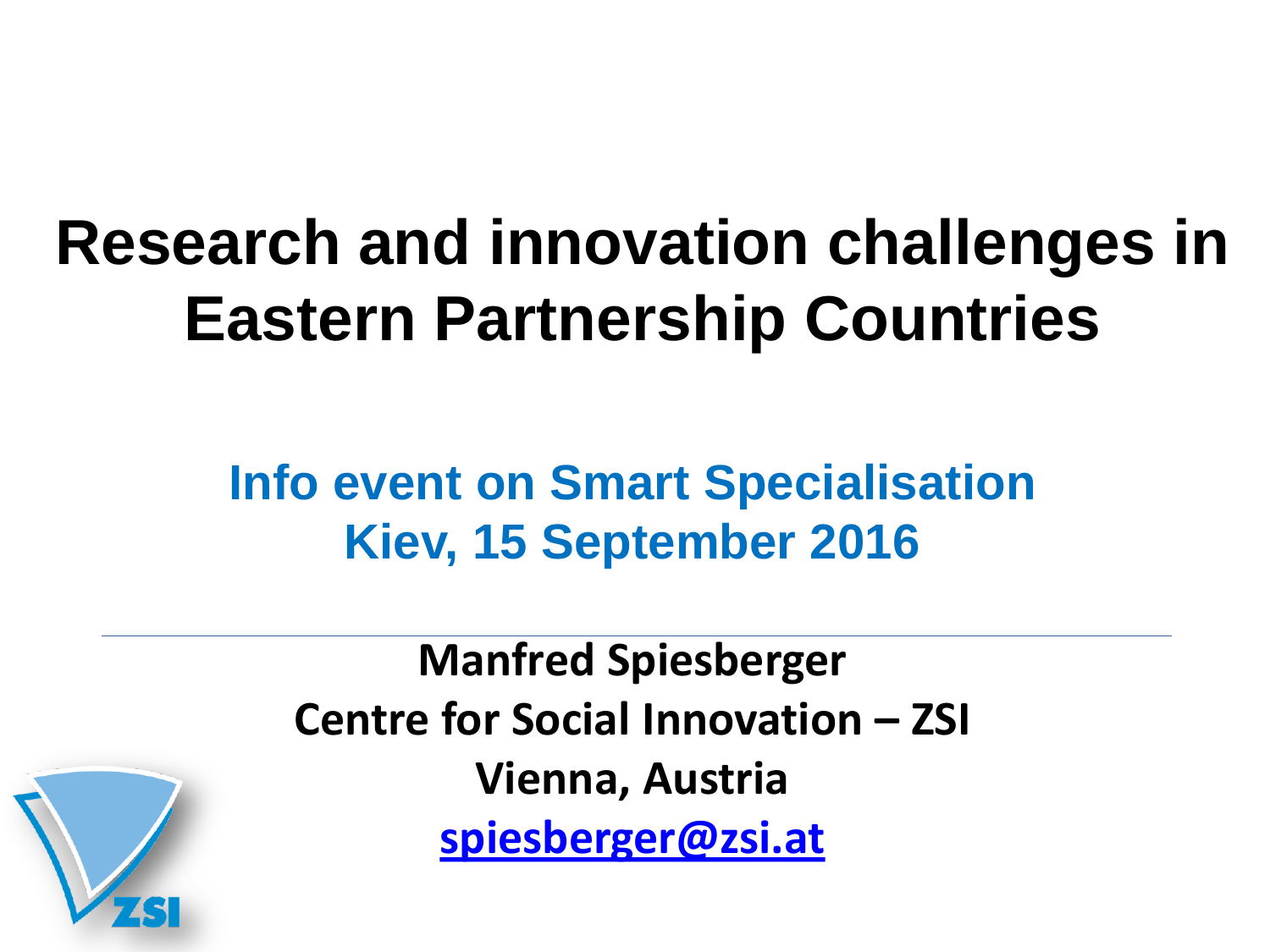# Research and innovation challenges in Eastern Partnership Countries

## Info event on Smart Specialisation
## Kiev, 15 September 2016

---

**Manfred Spiesberger**

**Centre for Social Innovation – ZSI**

**Vienna, Austria**

**spiesberger@zsi.at**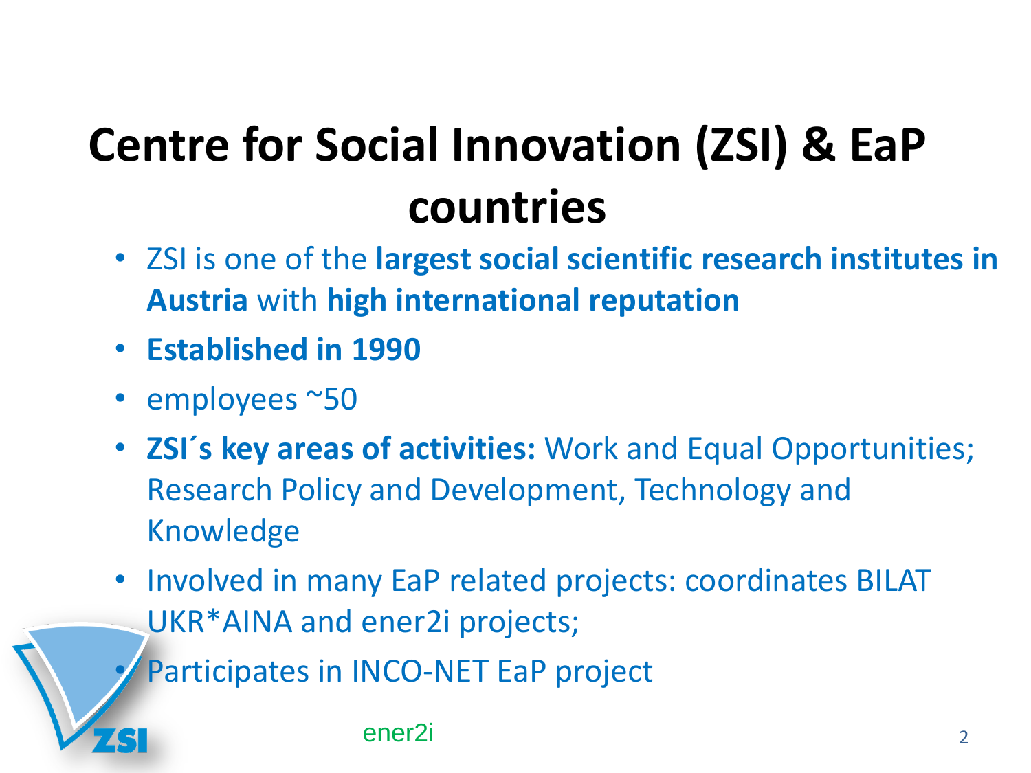# Centre for Social Innovation (ZSI) & EaP countries

- ZSI is one of the **largest social scientific research institutes in Austria** with **high international reputation**
- **Established in 1990**
- employees ~50
- **ZSI´s key areas of activities:** Work and Equal Opportunities; Research Policy and Development, Technology and Knowledge
- Involved in many EaP related projects: coordinates BILAT UKR*AINA and ener2i projects;
- Participates in INCO-NET EaP project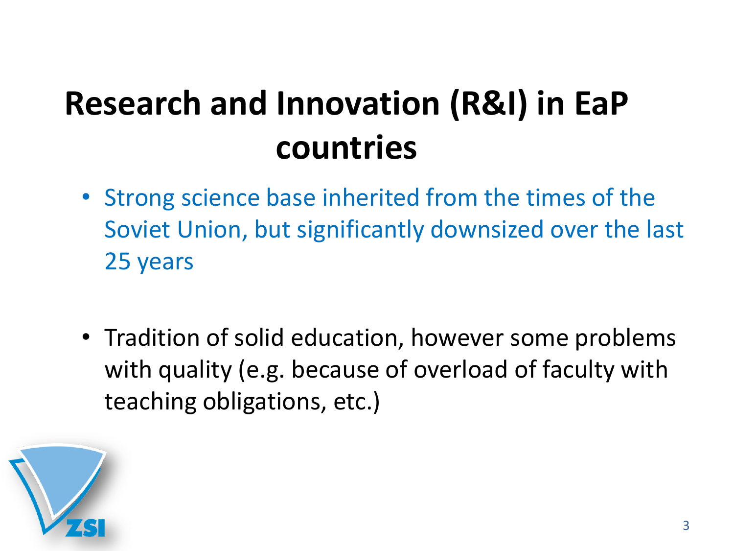# Research and Innovation (R&I) in EaP countries

- Strong science base inherited from the times of the Soviet Union, but significantly downsized over the last 25 years

- Tradition of solid education, however some problems with quality (e.g. because of overload of faculty with teaching obligations, etc.)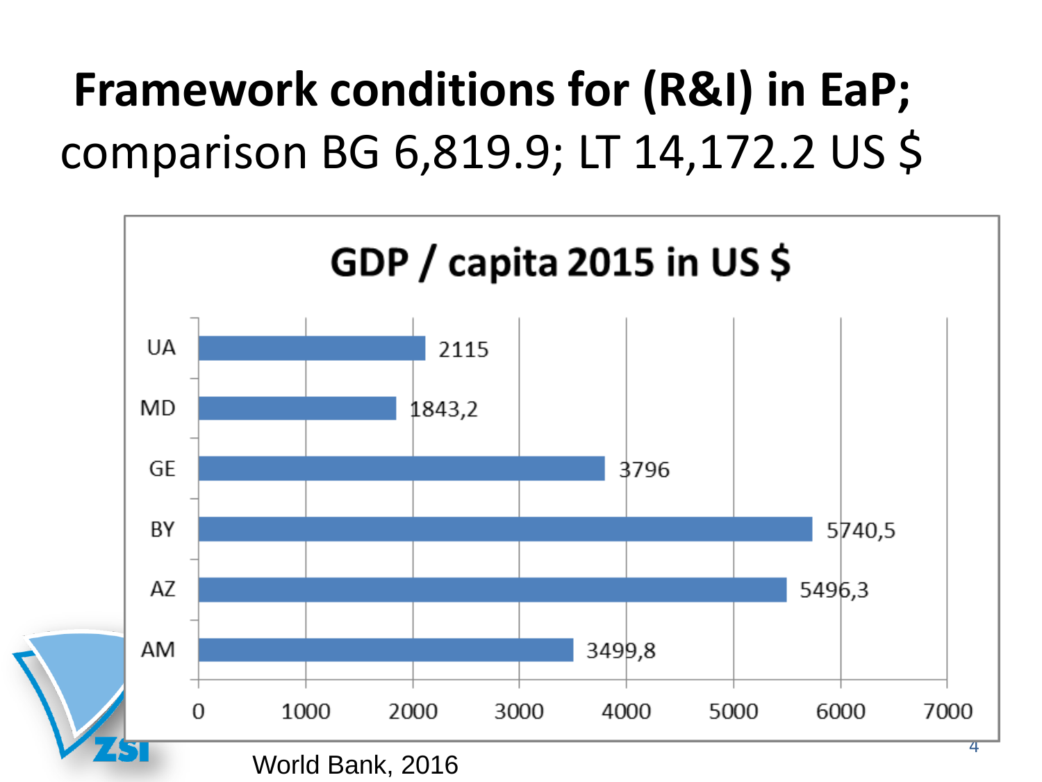# Framework conditions for (R&I) in EaP; comparison BG 6,819.9; LT 14,172.2 US $

**GDP / capita 2015 in US $**

| Country | GDP / capita 2015 in US $ |
| --- | --- |
| UA | 2115 |
| MD | 1843,2 |
| GE | 3796 |
| BY | 5740,5 |
| AZ | 5496,3 |
| AM | 3499,8 |

World Bank, 2016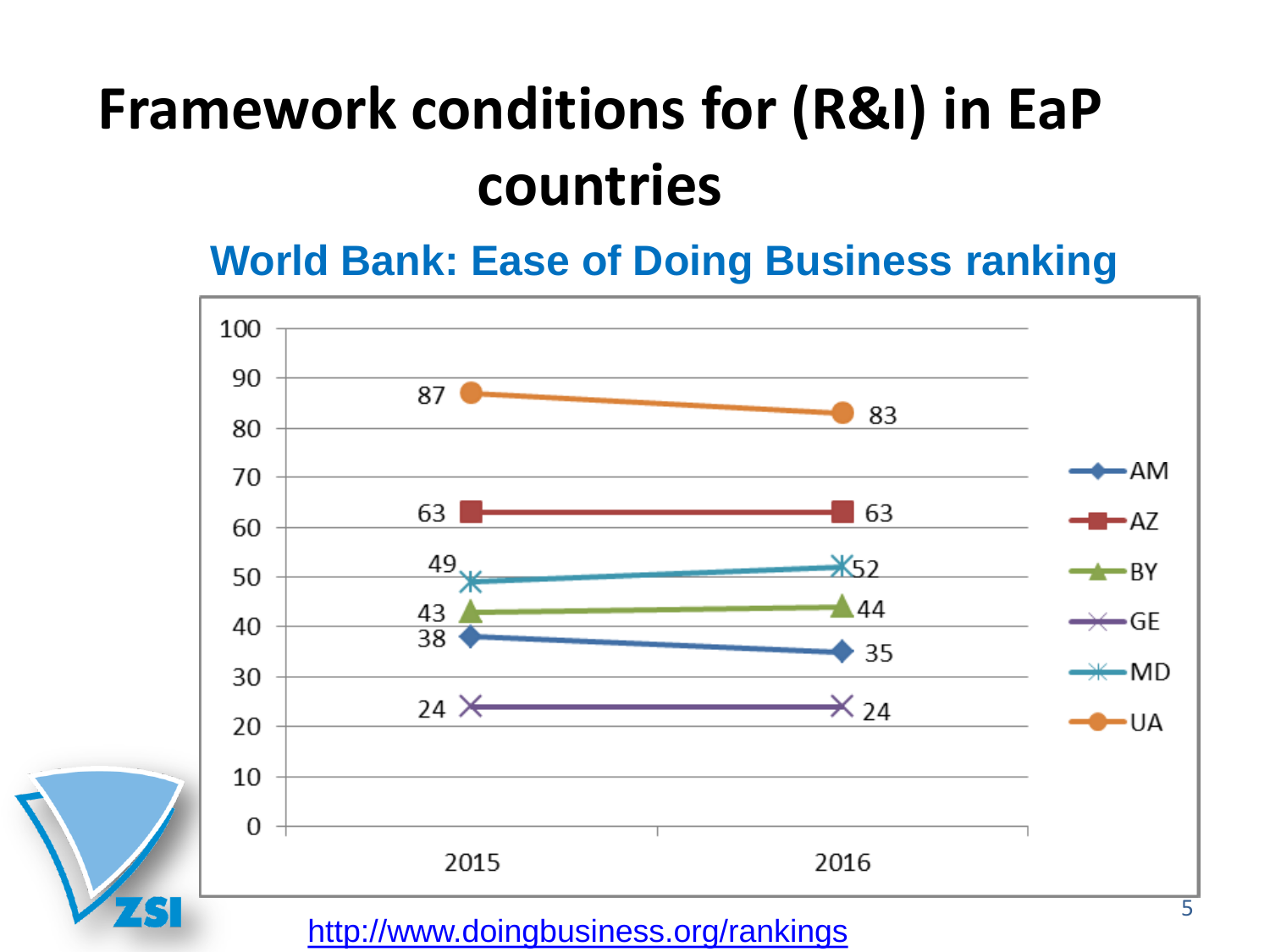# Framework conditions for (R&I) in EaP countries

## World Bank: Ease of Doing Business ranking

| Country | 2015 | 2016 |
| --- | --- | --- |
| AM | 38 | 35 |
| AZ | 63 | 63 |
| BY | 43 | 44 |
| GE | 24 | 24 |
| MD | 49 | 52 |
| UA | 87 | 83 |

http://www.doingbusiness.org/rankings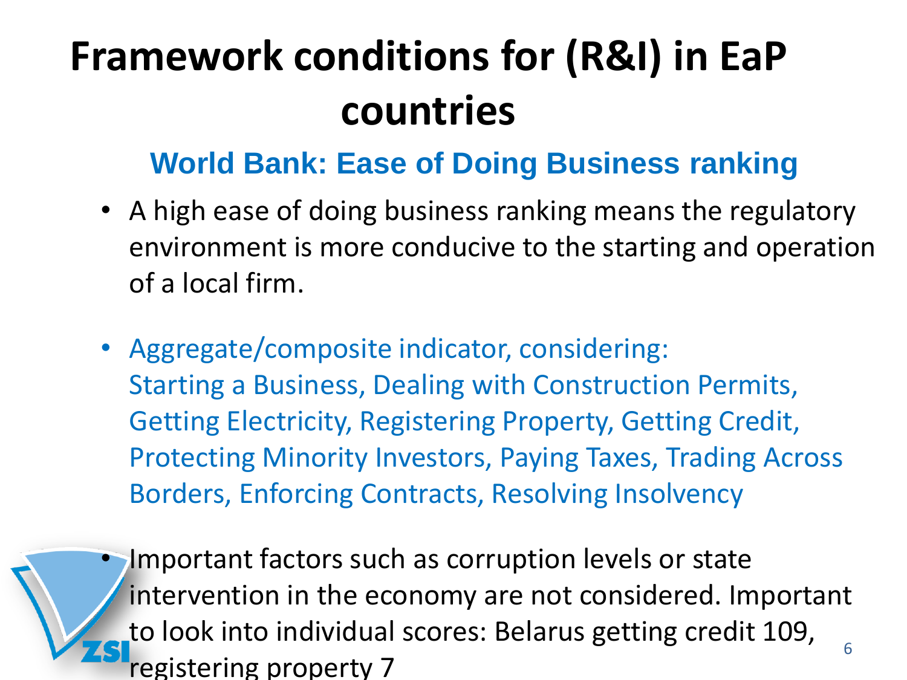# Framework conditions for (R&I) in EaP countries

## World Bank: Ease of Doing Business ranking

- A high ease of doing business ranking means the regulatory environment is more conducive to the starting and operation of a local firm.

- Aggregate/composite indicator, considering: Starting a Business, Dealing with Construction Permits, Getting Electricity, Registering Property, Getting Credit, Protecting Minority Investors, Paying Taxes, Trading Across Borders, Enforcing Contracts, Resolving Insolvency

- Important factors such as corruption levels or state intervention in the economy are not considered. Important to look into individual scores: Belarus getting credit 109, registering property 7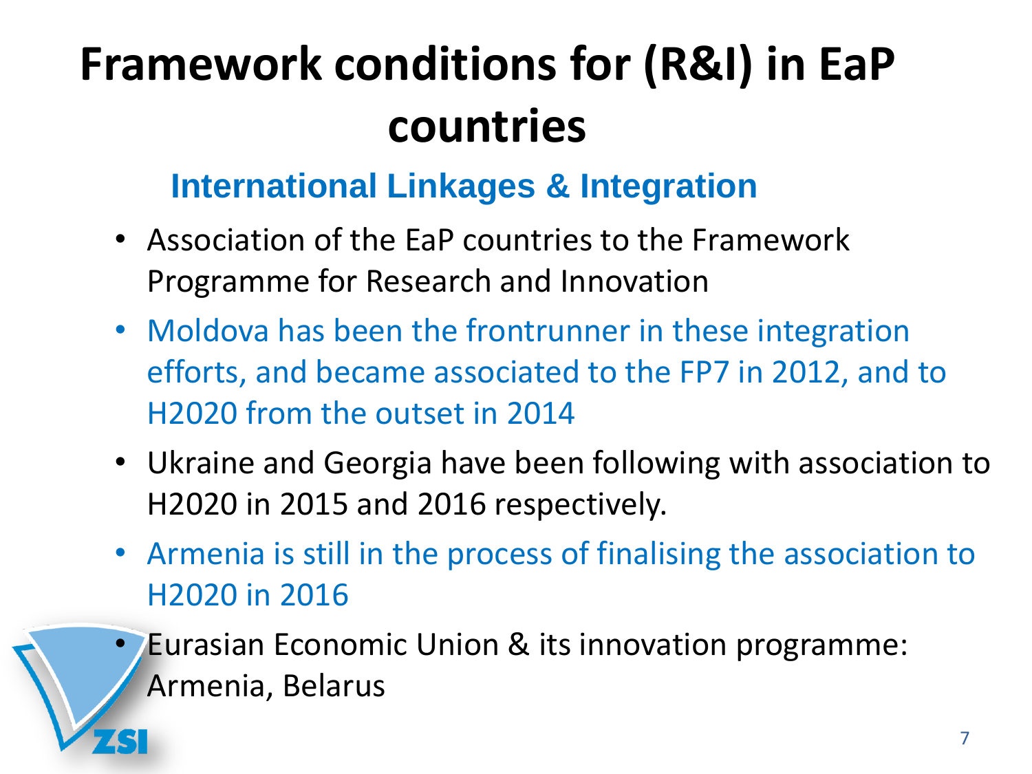# Framework conditions for (R&I) in EaP countries

## International Linkages & Integration

- Association of the EaP countries to the Framework Programme for Research and Innovation
- Moldova has been the frontrunner in these integration efforts, and became associated to the FP7 in 2012, and to H2020 from the outset in 2014
- Ukraine and Georgia have been following with association to H2020 in 2015 and 2016 respectively.
- Armenia is still in the process of finalising the association to H2020 in 2016
- Eurasian Economic Union & its innovation programme: Armenia, Belarus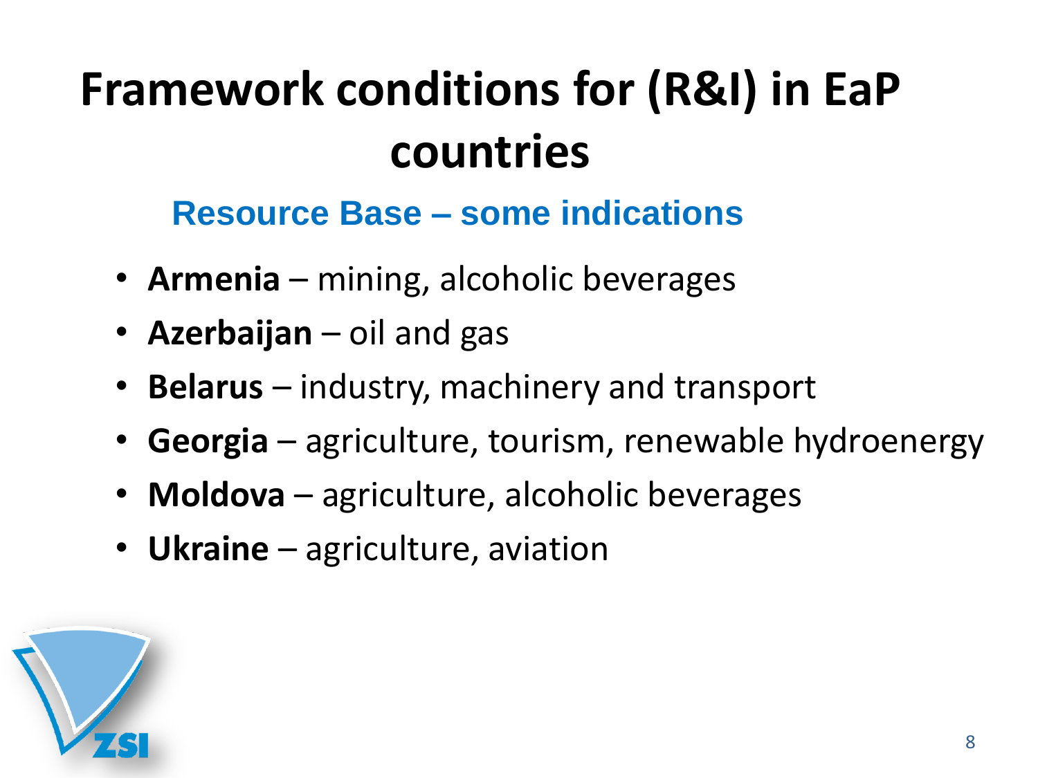# Framework conditions for (R&I) in EaP countries

## Resource Base – some indications

- **Armenia** – mining, alcoholic beverages
- **Azerbaijan** – oil and gas
- **Belarus** – industry, machinery and transport
- **Georgia** – agriculture, tourism, renewable hydroenergy
- **Moldova** – agriculture, alcoholic beverages
- **Ukraine** – agriculture, aviation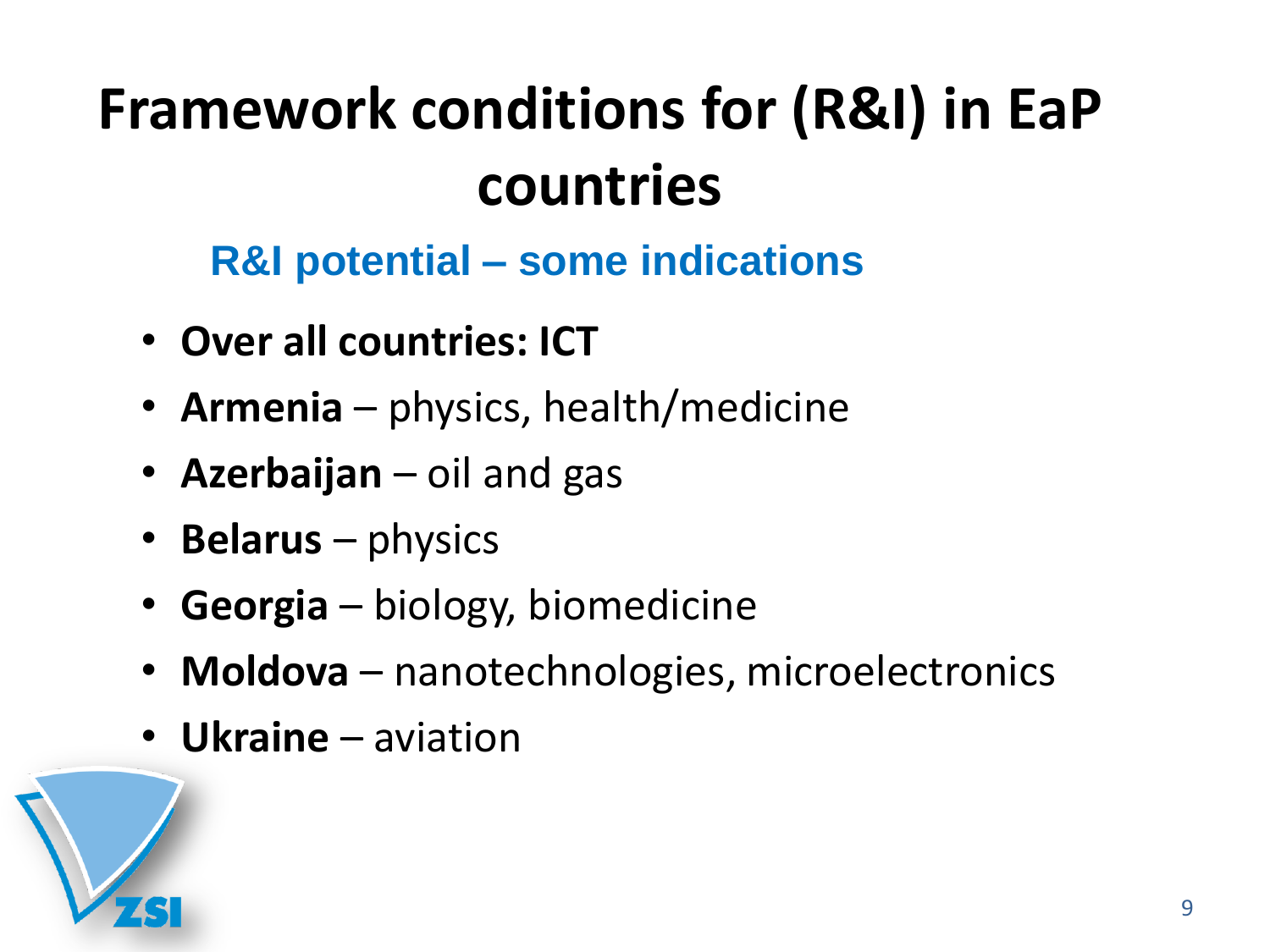# Framework conditions for (R&I) in EaP countries

## R&I potential – some indications

- **Over all countries: ICT**
- **Armenia** – physics, health/medicine
- **Azerbaijan** – oil and gas
- **Belarus** – physics
- **Georgia** – biology, biomedicine
- **Moldova** – nanotechnologies, microelectronics
- **Ukraine** – aviation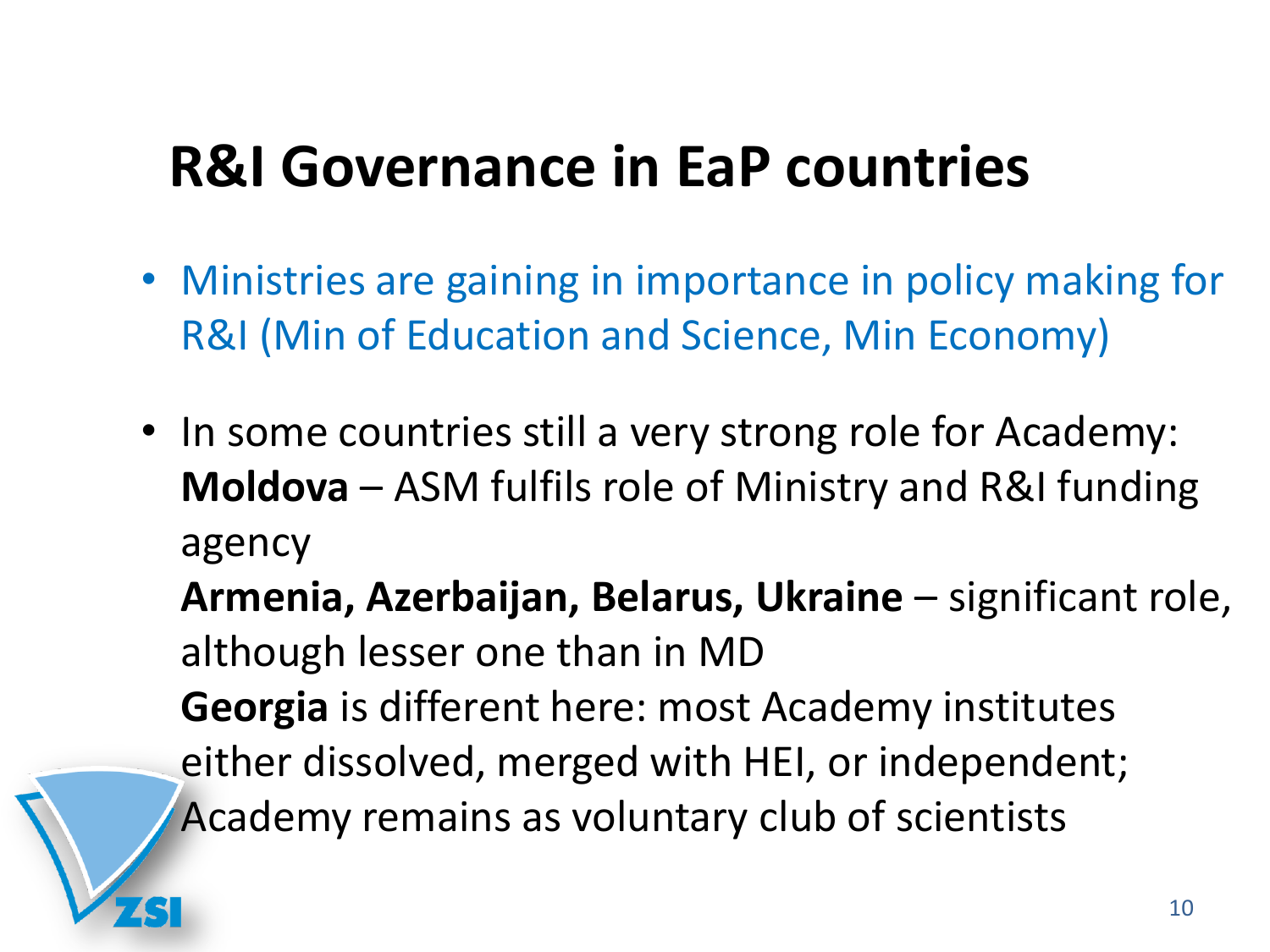# R&I Governance in EaP countries

- Ministries are gaining in importance in policy making for R&I (Min of Education and Science, Min Economy)

- In some countries still a very strong role for Academy:
  **Moldova** – ASM fulfils role of Ministry and R&I funding agency
  **Armenia, Azerbaijan, Belarus, Ukraine** – significant role, although lesser one than in MD
  **Georgia** is different here: most Academy institutes either dissolved, merged with HEI, or independent; Academy remains as voluntary club of scientists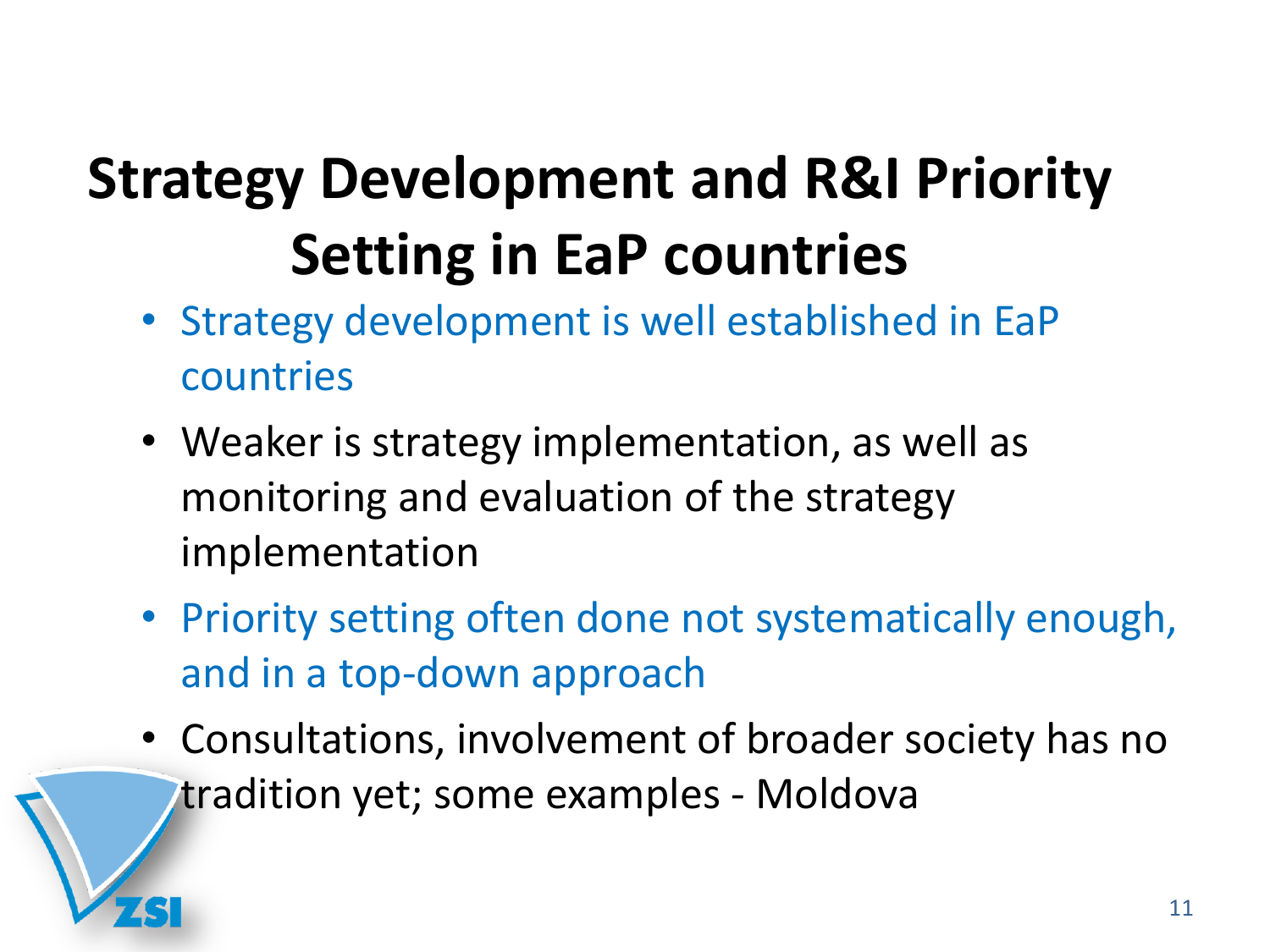# Strategy Development and R&I Priority Setting in EaP countries

- Strategy development is well established in EaP countries
- Weaker is strategy implementation, as well as monitoring and evaluation of the strategy implementation
- Priority setting often done not systematically enough, and in a top-down approach
- Consultations, involvement of broader society has no tradition yet; some examples - Moldova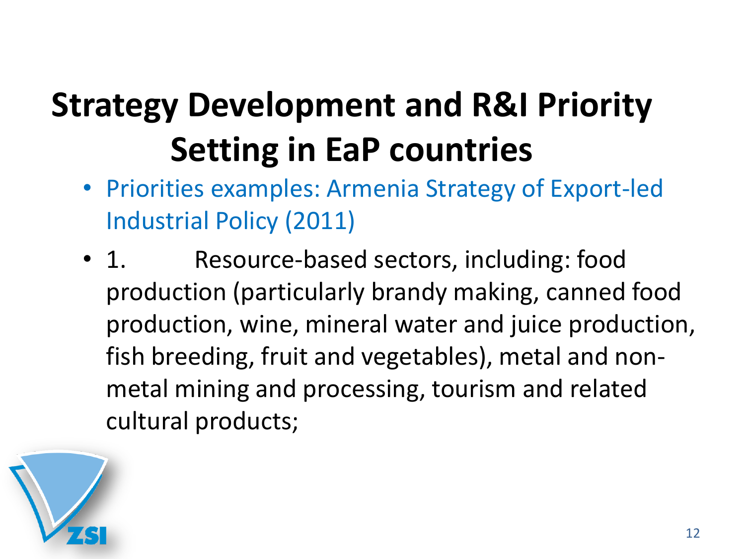# Strategy Development and R&I Priority Setting in EaP countries

- Priorities examples: Armenia Strategy of Export-led Industrial Policy (2011)
- 1. Resource-based sectors, including: food production (particularly brandy making, canned food production, wine, mineral water and juice production, fish breeding, fruit and vegetables), metal and non-metal mining and processing, tourism and related cultural products;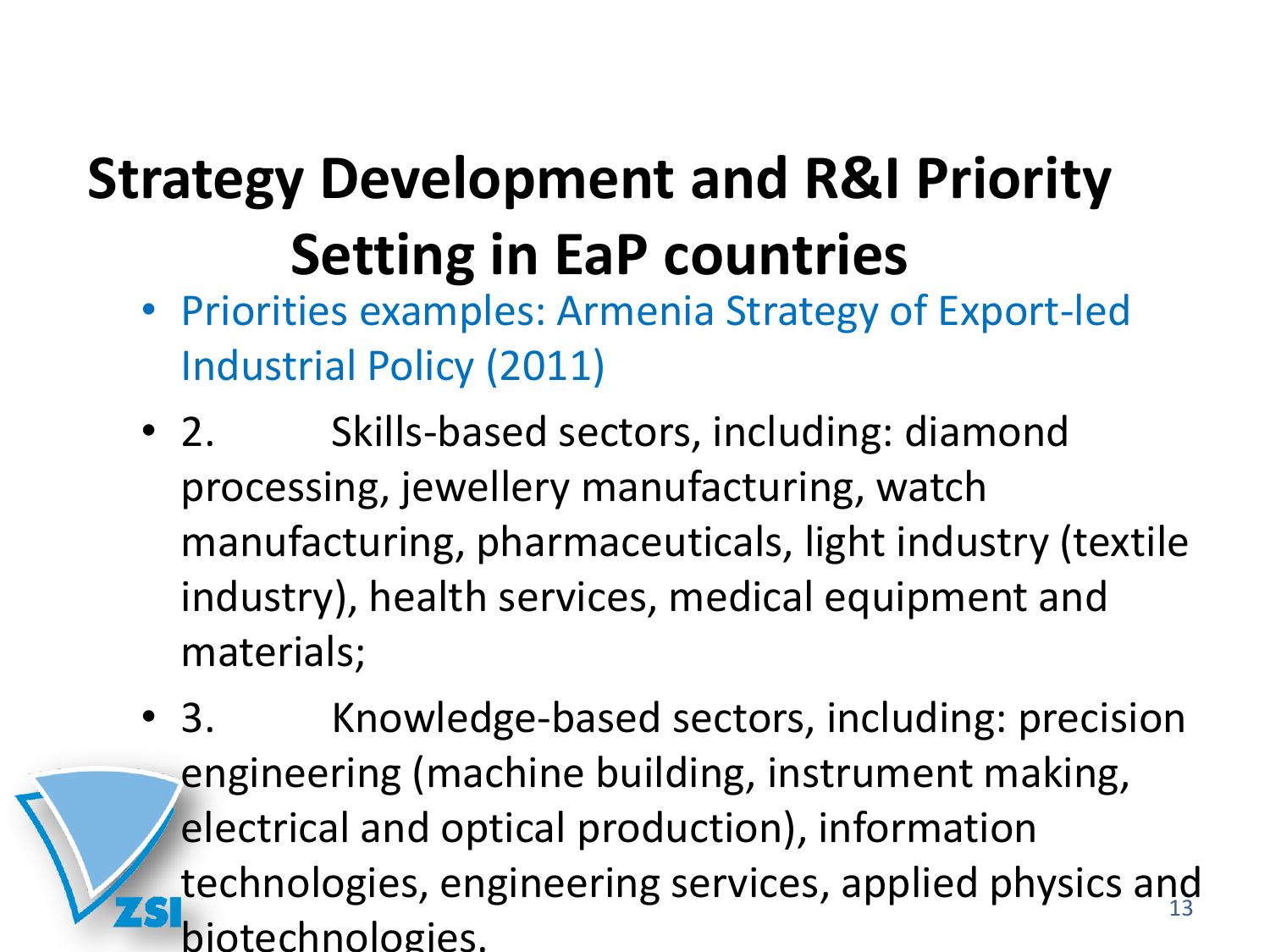# Strategy Development and R&I Priority Setting in EaP countries

- Priorities examples: Armenia Strategy of Export-led Industrial Policy (2011)
- 2. Skills-based sectors, including: diamond processing, jewellery manufacturing, watch manufacturing, pharmaceuticals, light industry (textile industry), health services, medical equipment and materials;
- 3. Knowledge-based sectors, including: precision engineering (machine building, instrument making, electrical and optical production), information technologies, engineering services, applied physics and biotechnologies.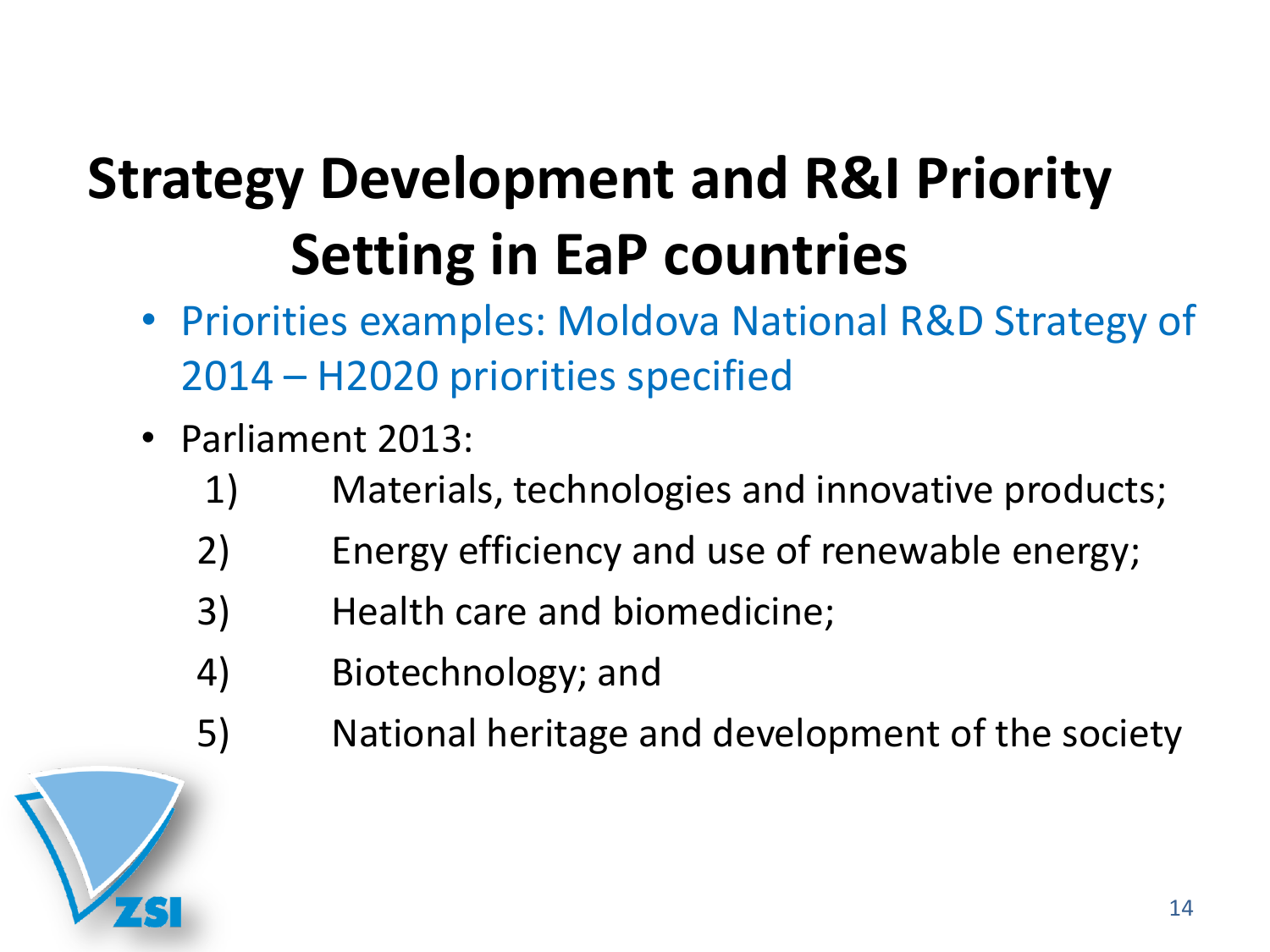# Strategy Development and R&I Priority Setting in EaP countries

- Priorities examples: Moldova National R&D Strategy of 2014 – H2020 priorities specified
- Parliament 2013:
  1) Materials, technologies and innovative products;
  2) Energy efficiency and use of renewable energy;
  3) Health care and biomedicine;
  4) Biotechnology; and
  5) National heritage and development of the society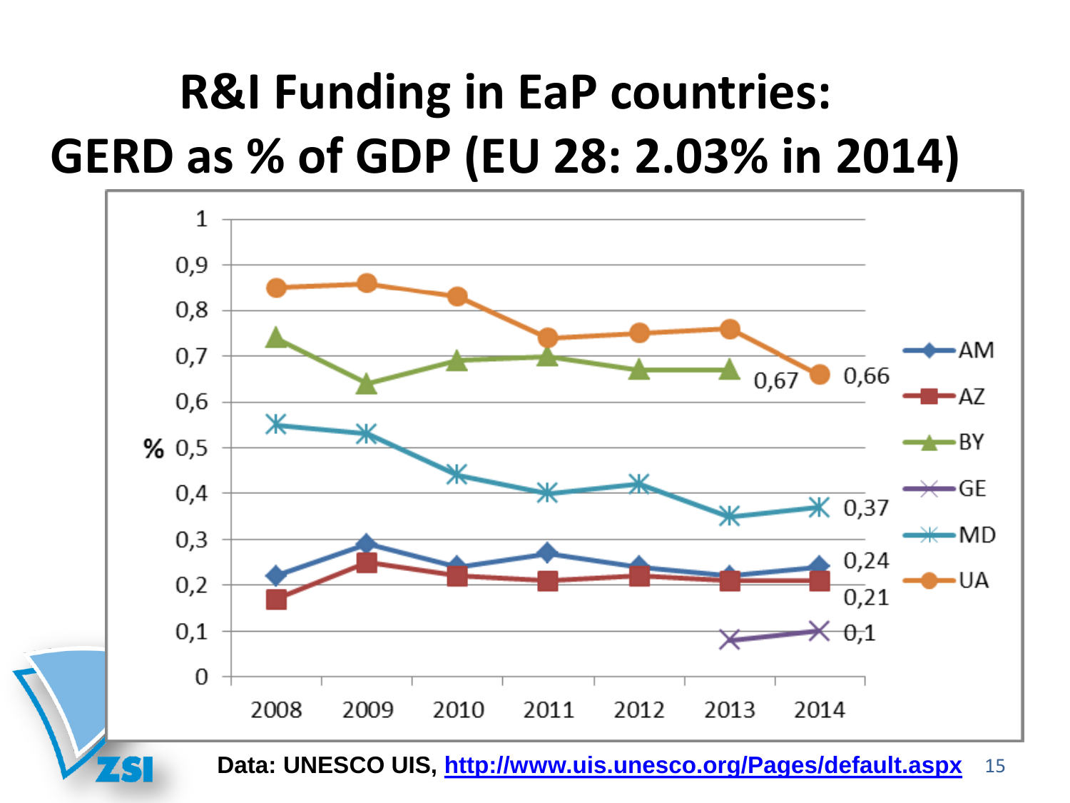# R&I Funding in EaP countries: GERD as % of GDP (EU 28: 2.03% in 2014)

Data: UNESCO UIS, http://www.uis.unesco.org/Pages/default.aspx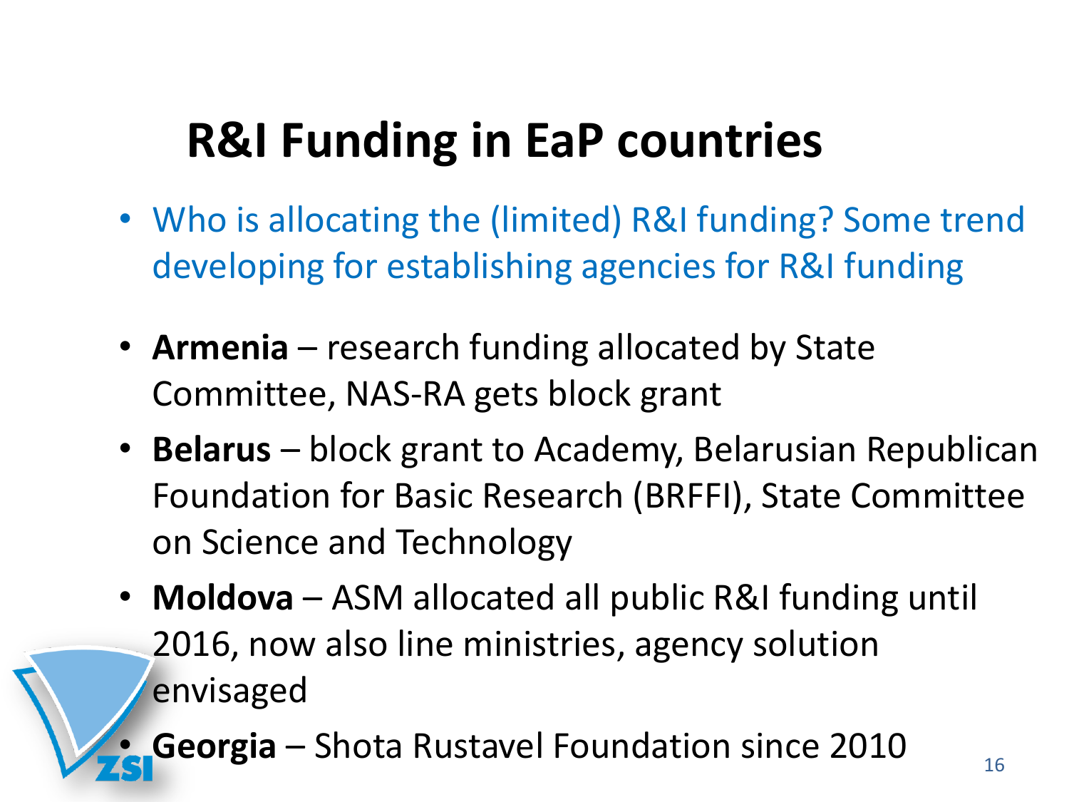# R&I Funding in EaP countries

- Who is allocating the (limited) R&I funding? Some trend developing for establishing agencies for R&I funding

- **Armenia** – research funding allocated by State Committee, NAS-RA gets block grant
- **Belarus** – block grant to Academy, Belarusian Republican Foundation for Basic Research (BRFFI), State Committee on Science and Technology
- **Moldova** – ASM allocated all public R&I funding until 2016, now also line ministries, agency solution envisaged
- **Georgia** – Shota Rustavel Foundation since 2010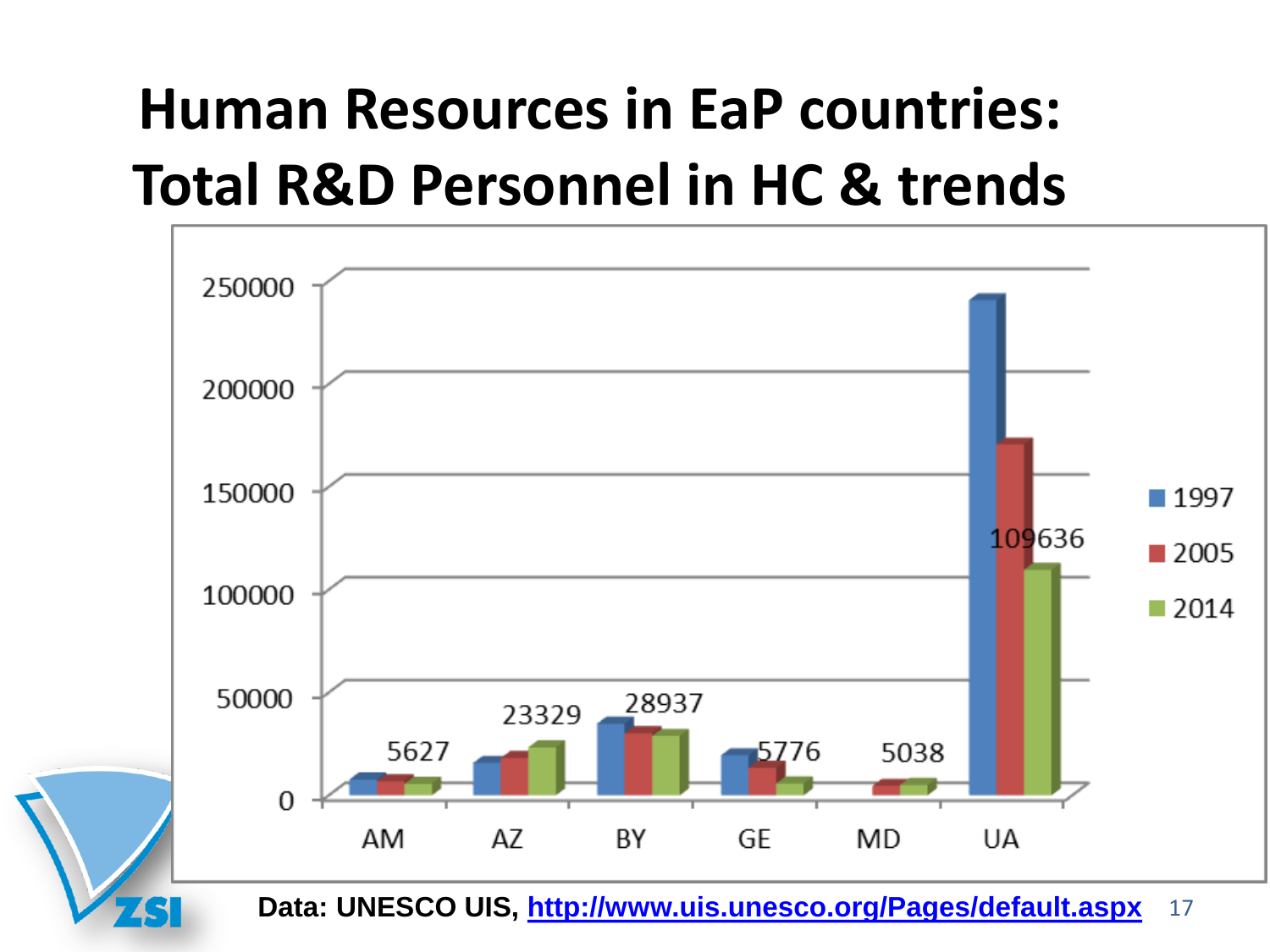# Human Resources in EaP countries: Total R&D Personnel in HC & trends

250000
200000
150000
100000
50000
0

AM AZ BY GE MD UA

5627 23329 28937 5776 5038 109636

1997
2005
2014

Data: UNESCO UIS, [http://www.uis.unesco.org/Pages/default.aspx](http://www.uis.unesco.org/Pages/default.aspx)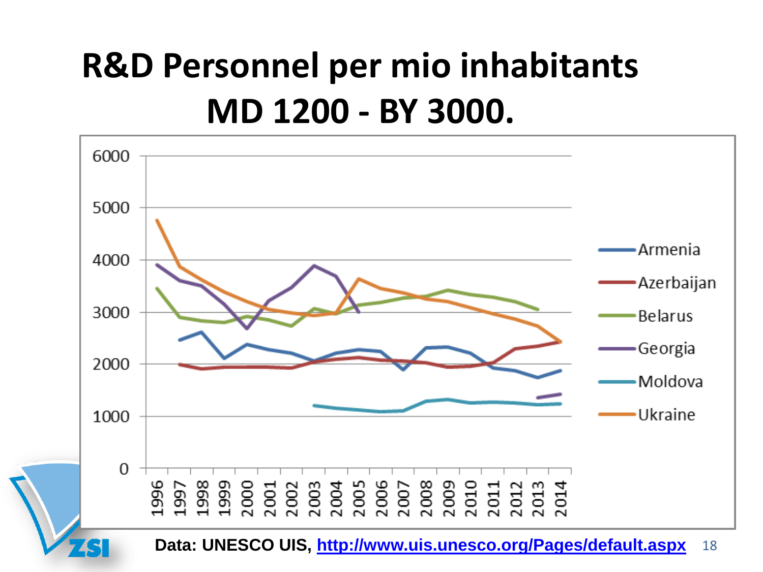# R&D Personnel per mio inhabitants MD 1200 - BY 3000.

Data: UNESCO UIS, http://www.uis.unesco.org/Pages/default.aspx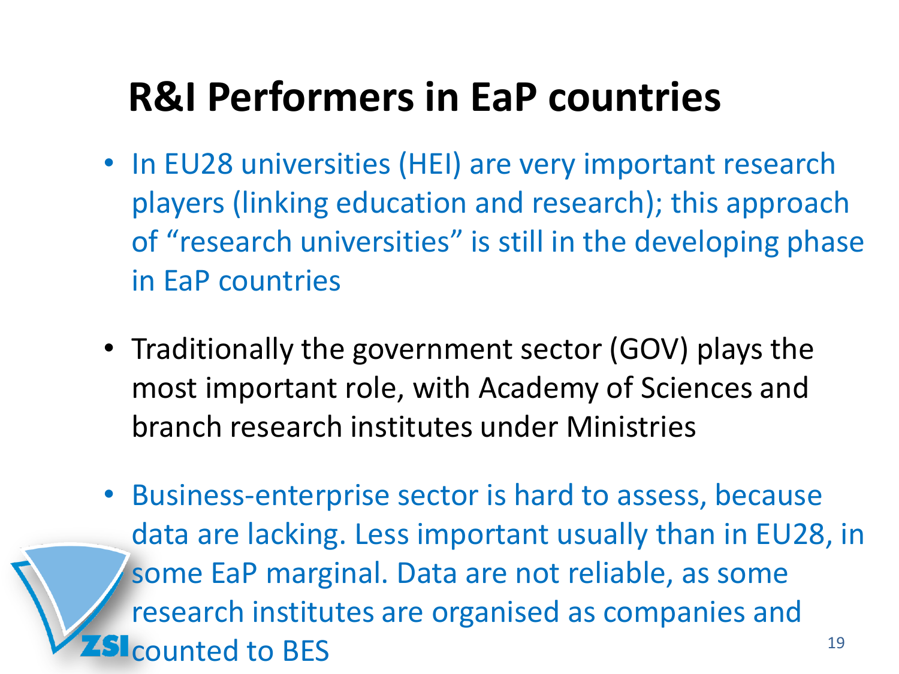# R&I Performers in EaP countries

- In EU28 universities (HEI) are very important research players (linking education and research); this approach of "research universities" is still in the developing phase in EaP countries

- Traditionally the government sector (GOV) plays the most important role, with Academy of Sciences and branch research institutes under Ministries

- Business-enterprise sector is hard to assess, because data are lacking. Less important usually than in EU28, in some EaP marginal. Data are not reliable, as some research institutes are organised as companies and counted to BES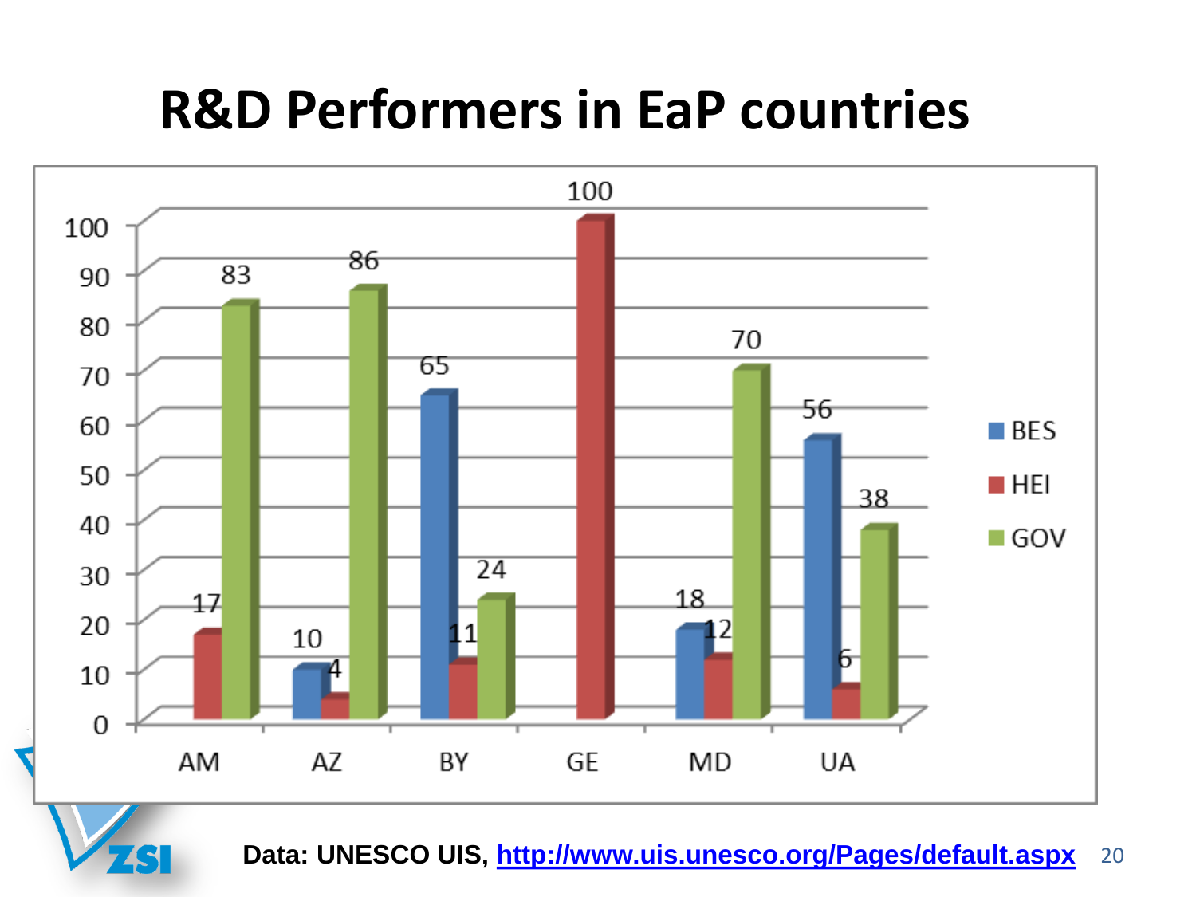# R&D Performers in EaP countries

| | BES | HEI | GOV |
|---|---|---|---|
| AM | | 17 | 83 |
| AZ | 10 | 4 | 86 |
| BY | 65 | 11 | 24 |
| GE | | 100 | |
| MD | 18 | 12 | 70 |
| UA | 56 | 6 | 38 |

**Data: UNESCO UIS, [http://www.uis.unesco.org/Pages/default.aspx](http://www.uis.unesco.org/Pages/default.aspx)**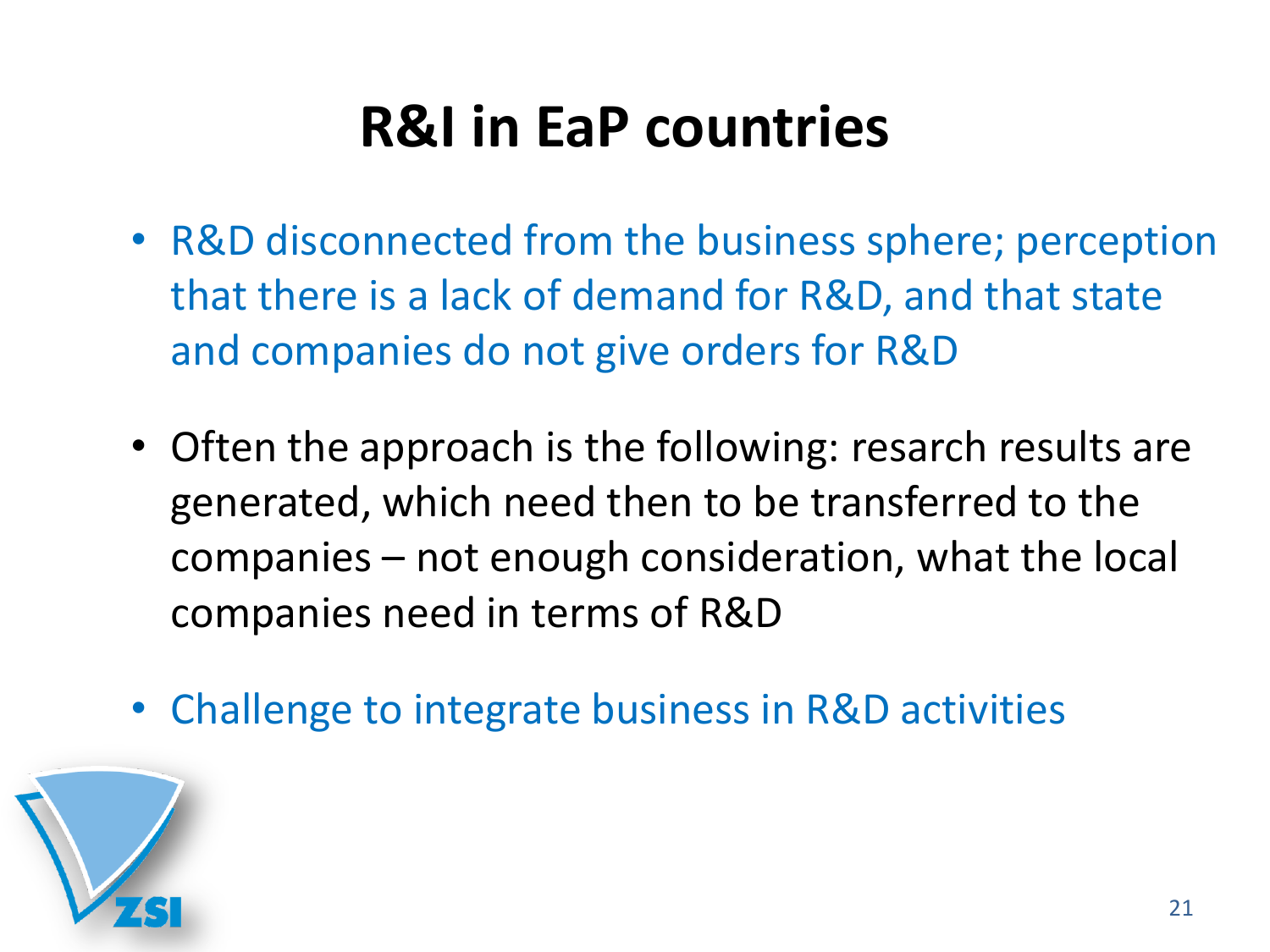# R&I in EaP countries

- R&D disconnected from the business sphere; perception that there is a lack of demand for R&D, and that state and companies do not give orders for R&D
- Often the approach is the following: resarch results are generated, which need then to be transferred to the companies – not enough consideration, what the local companies need in terms of R&D
- Challenge to integrate business in R&D activities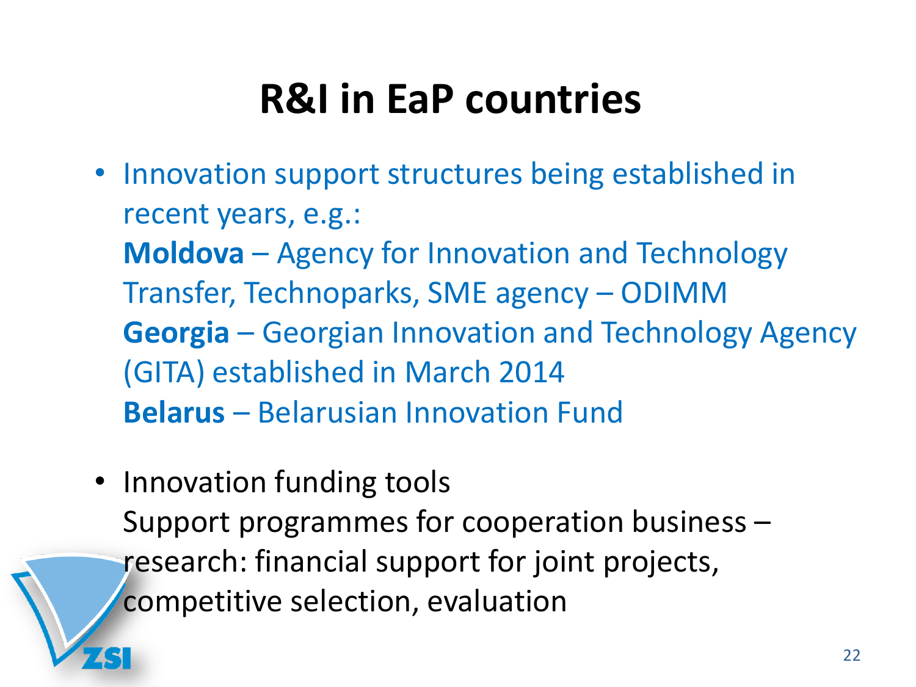# R&I in EaP countries

- Innovation support structures being established in recent years, e.g.:
  **Moldova** – Agency for Innovation and Technology Transfer, Technoparks, SME agency – ODIMM
  **Georgia** – Georgian Innovation and Technology Agency (GITA) established in March 2014
  **Belarus** – Belarusian Innovation Fund

- Innovation funding tools
  Support programmes for cooperation business – research: financial support for joint projects, competitive selection, evaluation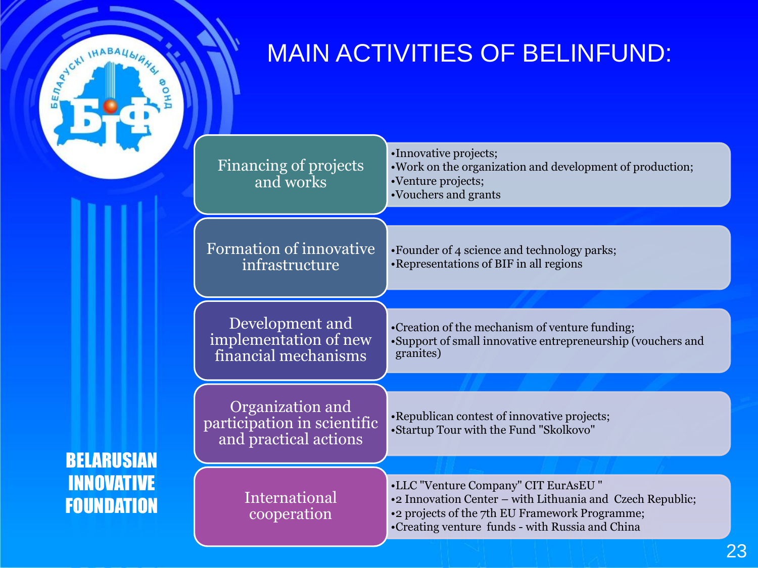# MAIN ACTIVITIES OF BELINFUND:

| Activity | Details |
| --- | --- |
| Financing of projects and works | •Innovative projects;<br>•Work on the organization and development of production;<br>•Venture projects;<br>•Vouchers and grants |
| Formation of innovative infrastructure | •Founder of 4 science and technology parks;<br>•Representations of BIF in all regions |
| Development and implementation of new financial mechanisms | •Creation of the mechanism of venture funding;<br>•Support of small innovative entrepreneurship (vouchers and granites) |
| Organization and participation in scientific and practical actions | •Republican contest of innovative projects;<br>•Startup Tour with the Fund "Skolkovo" |
| International cooperation | •LLC "Venture Company" CIT EurAsEU "<br>•2 Innovation Center – with Lithuania and Czech Republic;<br>•2 projects of the 7th EU Framework Programme;<br>•Creating venture funds - with Russia and China |

**BELARUSIAN INNOVATIVE FOUNDATION**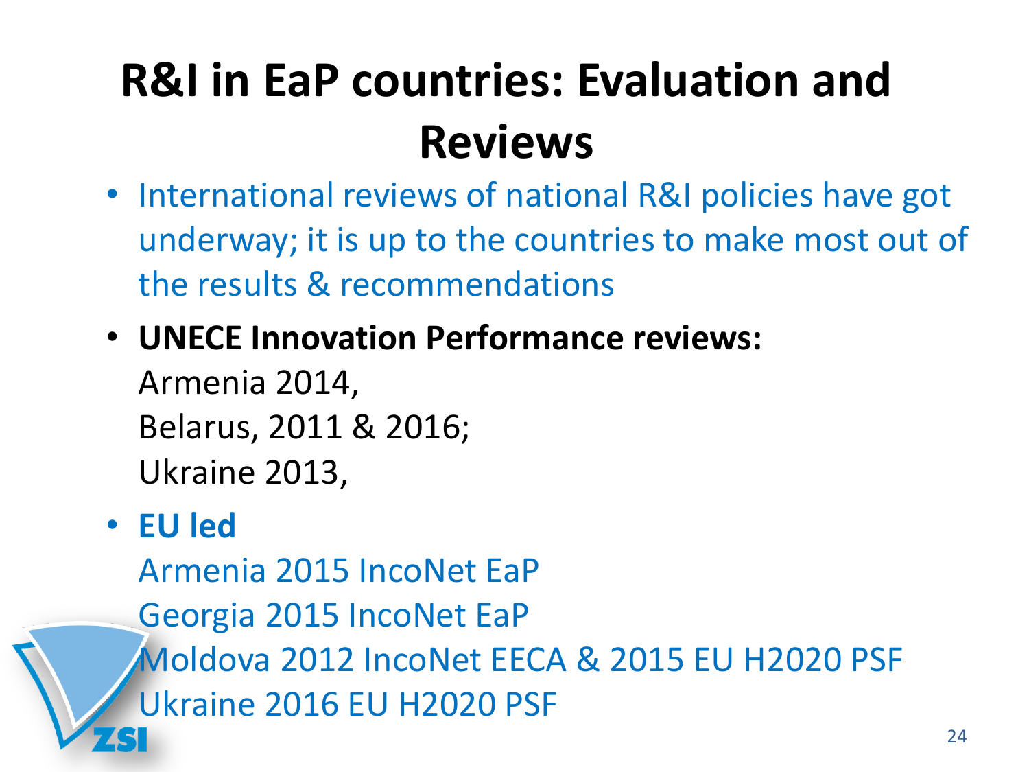# R&I in EaP countries: Evaluation and Reviews

- International reviews of national R&I policies have got underway; it is up to the countries to make most out of the results & recommendations
- **UNECE Innovation Performance reviews:**
  Armenia 2014,
  Belarus, 2011 & 2016;
  Ukraine 2013,
- **EU led**
  Armenia 2015 IncoNet EaP
  Georgia 2015 IncoNet EaP
  Moldova 2012 IncoNet EECA & 2015 EU H2020 PSF
  Ukraine 2016 EU H2020 PSF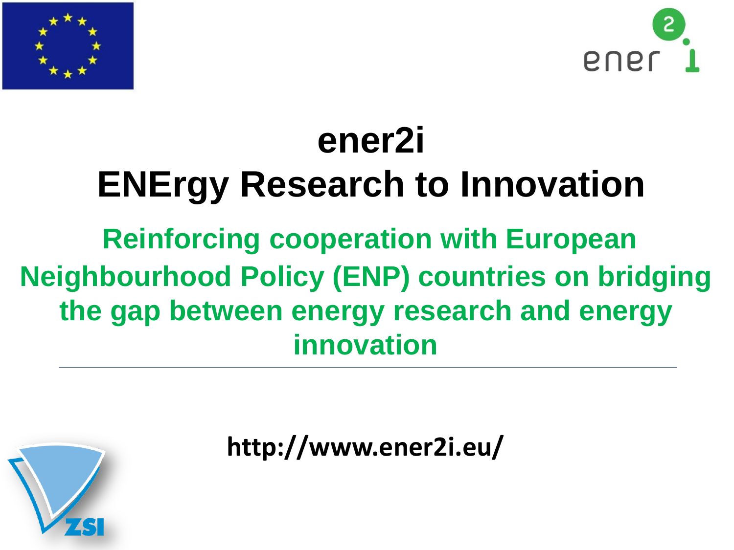# ener2i

# ENErgy Research to Innovation

## Reinforcing cooperation with European Neighbourhood Policy (ENP) countries on bridging the gap between energy research and energy innovation

---

**http://www.ener2i.eu/**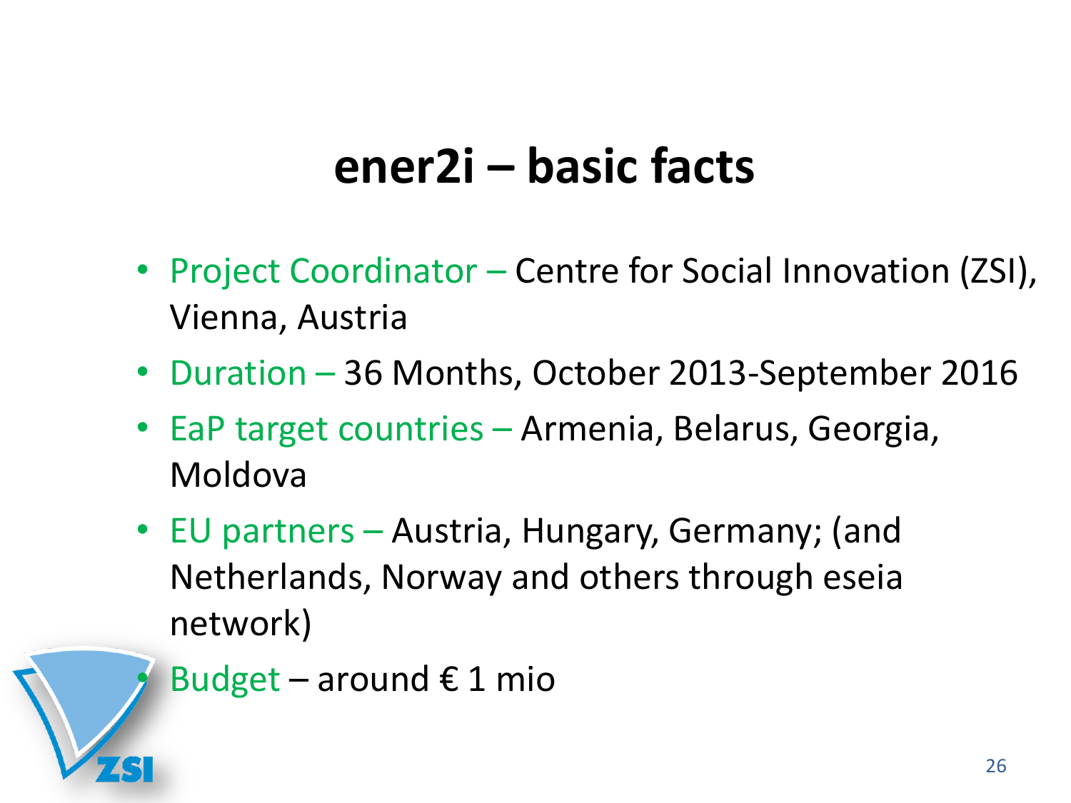# ener2i – basic facts

- Project Coordinator – Centre for Social Innovation (ZSI), Vienna, Austria
- Duration – 36 Months, October 2013-September 2016
- EaP target countries – Armenia, Belarus, Georgia, Moldova
- EU partners – Austria, Hungary, Germany; (and Netherlands, Norway and others through eseia network)
- Budget – around € 1 mio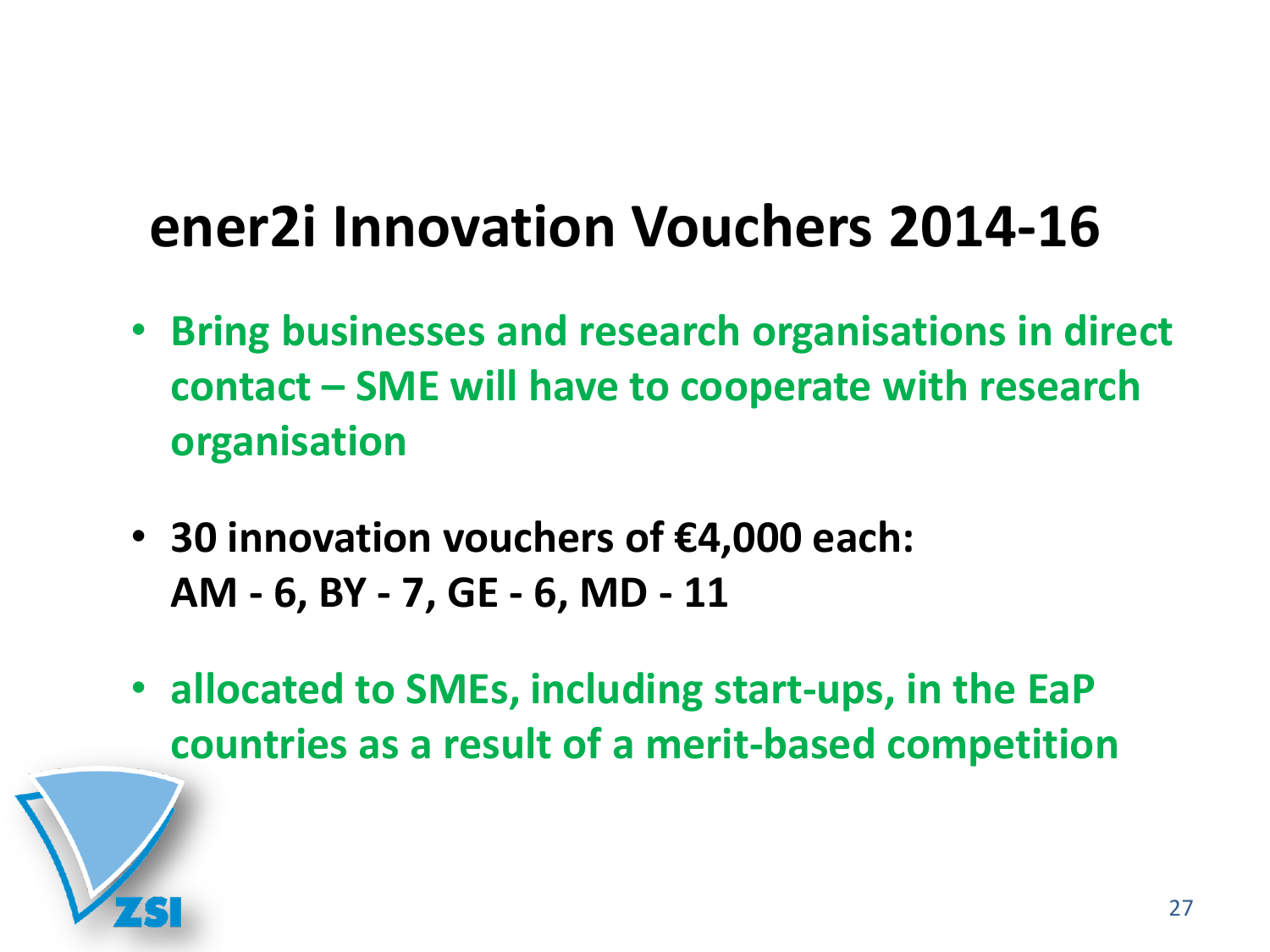# ener2i Innovation Vouchers 2014-16

- **Bring businesses and research organisations in direct contact – SME will have to cooperate with research organisation**
- **30 innovation vouchers of €4,000 each:
  AM - 6, BY - 7, GE - 6, MD - 11**
- **allocated to SMEs, including start-ups, in the EaP countries as a result of a merit-based competition**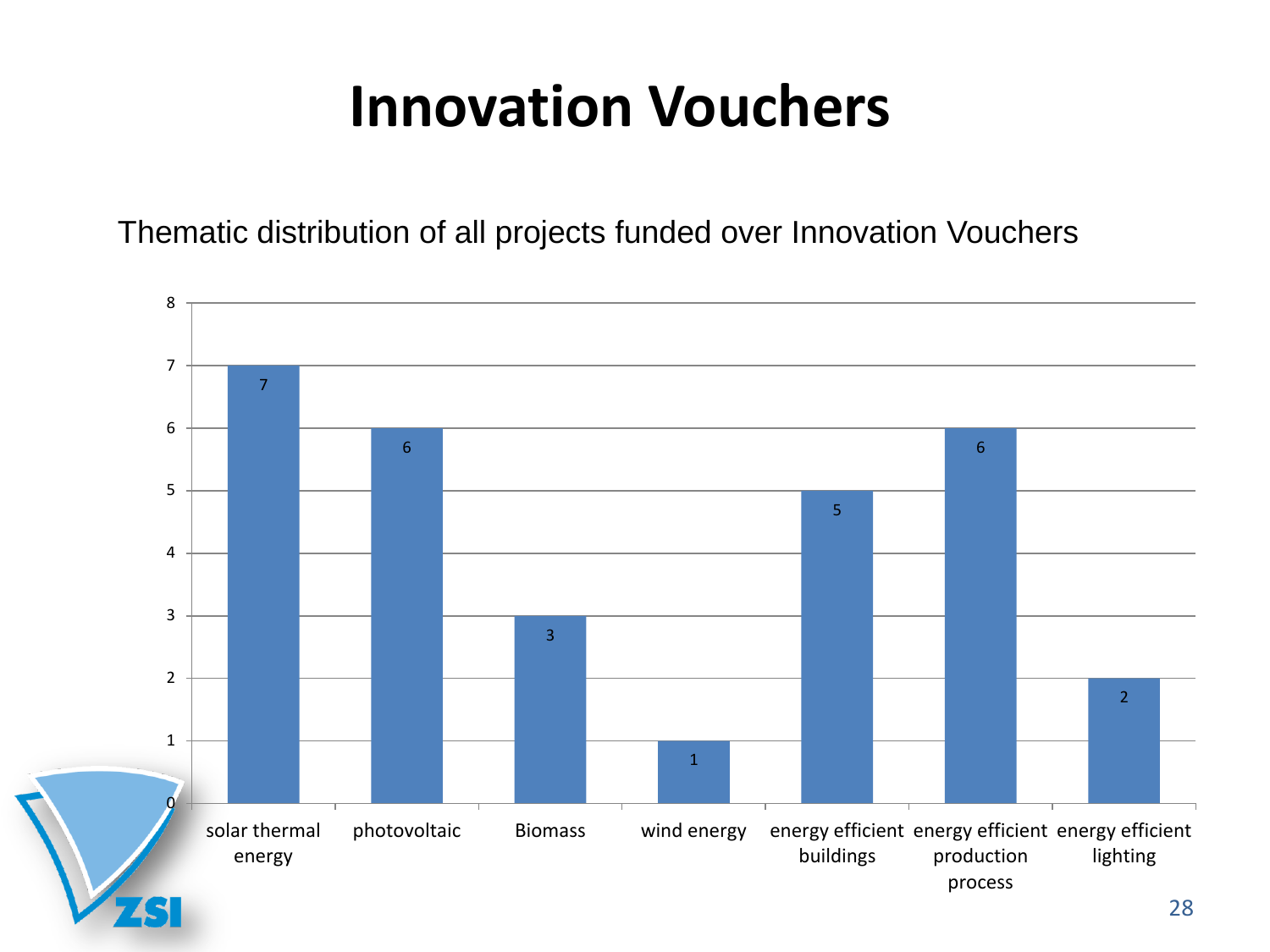# Innovation Vouchers

Thematic distribution of all projects funded over Innovation Vouchers

| Theme | Number of projects |
|---|---|
| solar thermal energy | 7 |
| photovoltaic | 6 |
| Biomass | 3 |
| wind energy | 1 |
| energy efficient buildings | 5 |
| energy efficient production process | 6 |
| energy efficient lighting | 2 |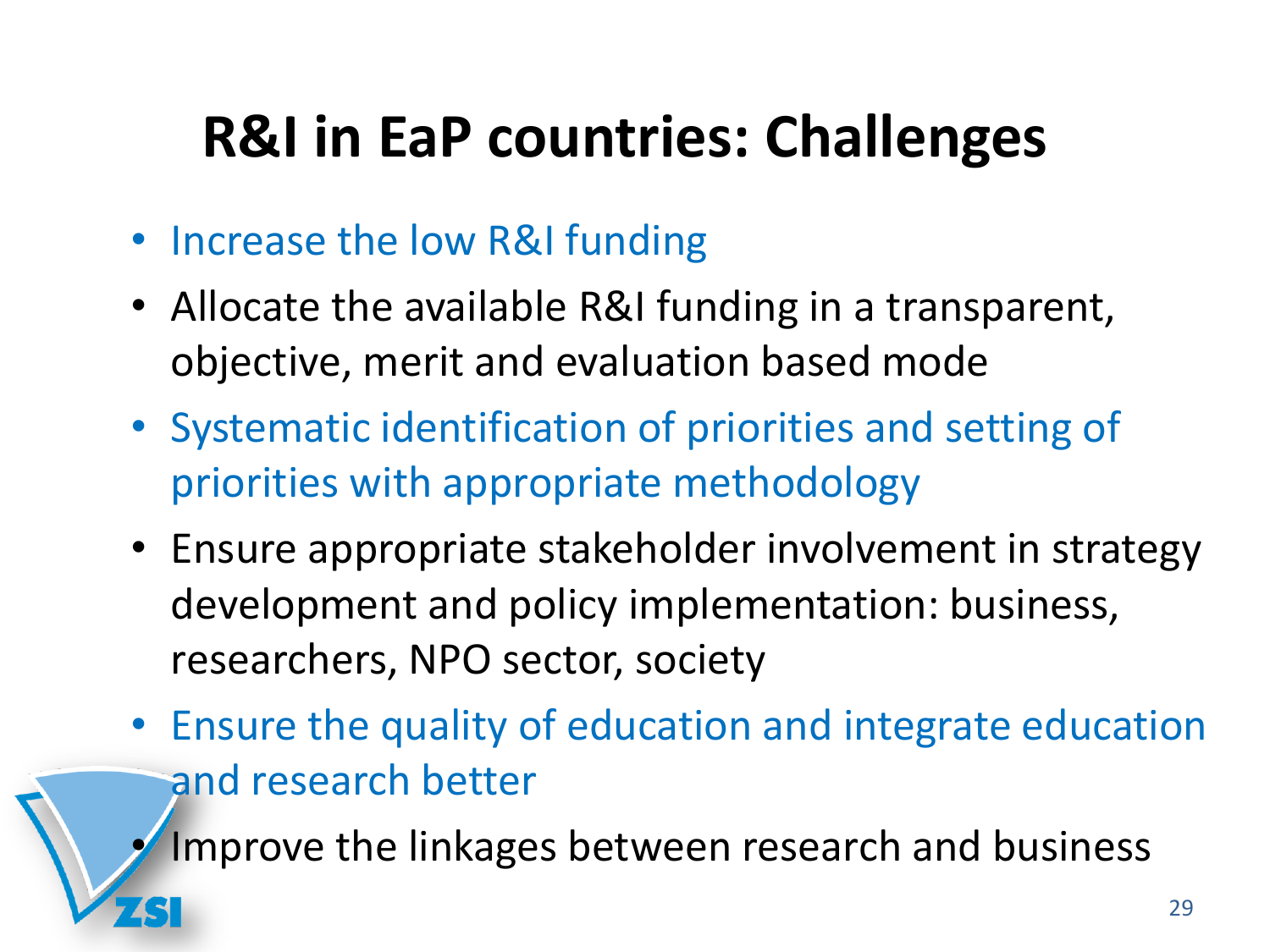# R&I in EaP countries: Challenges

- Increase the low R&I funding
- Allocate the available R&I funding in a transparent, objective, merit and evaluation based mode
- Systematic identification of priorities and setting of priorities with appropriate methodology
- Ensure appropriate stakeholder involvement in strategy development and policy implementation: business, researchers, NPO sector, society
- Ensure the quality of education and integrate education and research better
- Improve the linkages between research and business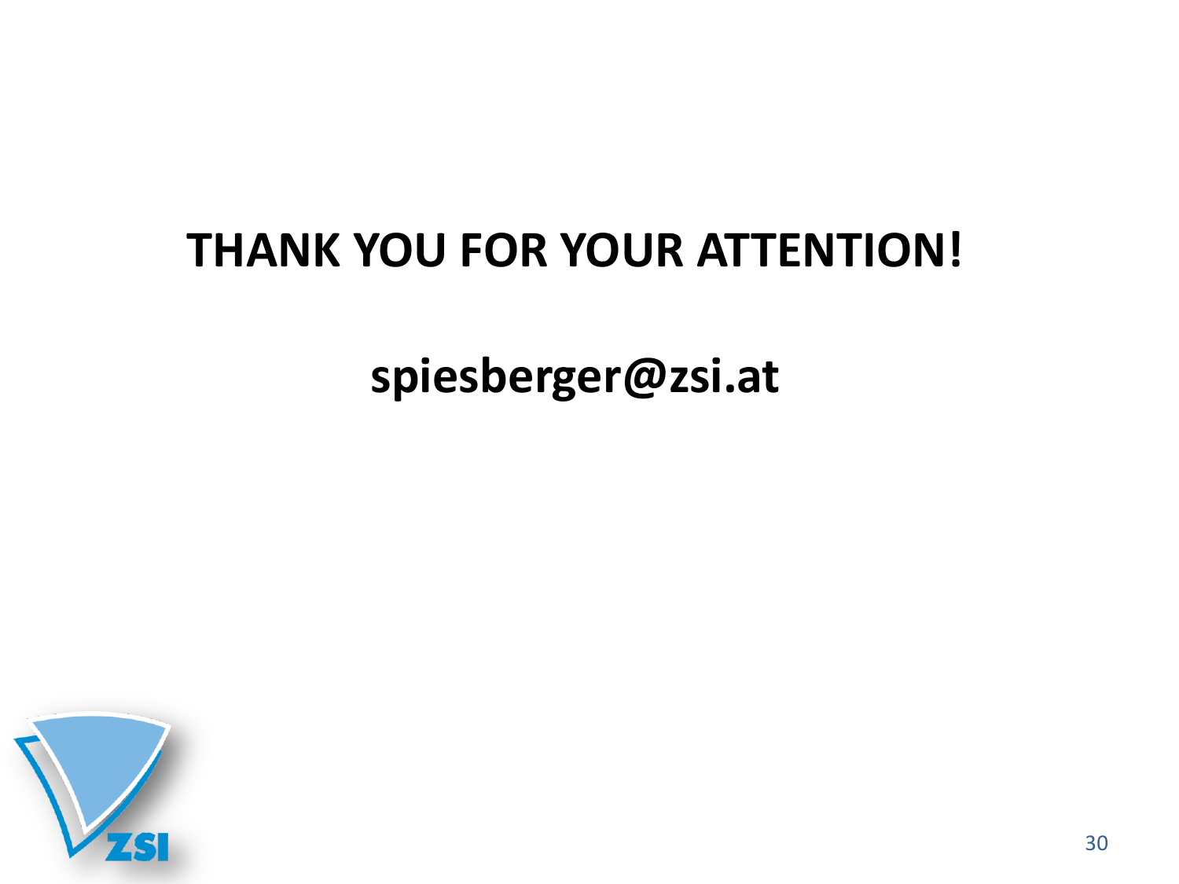**THANK YOU FOR YOUR ATTENTION!**

**spiesberger@zsi.at**